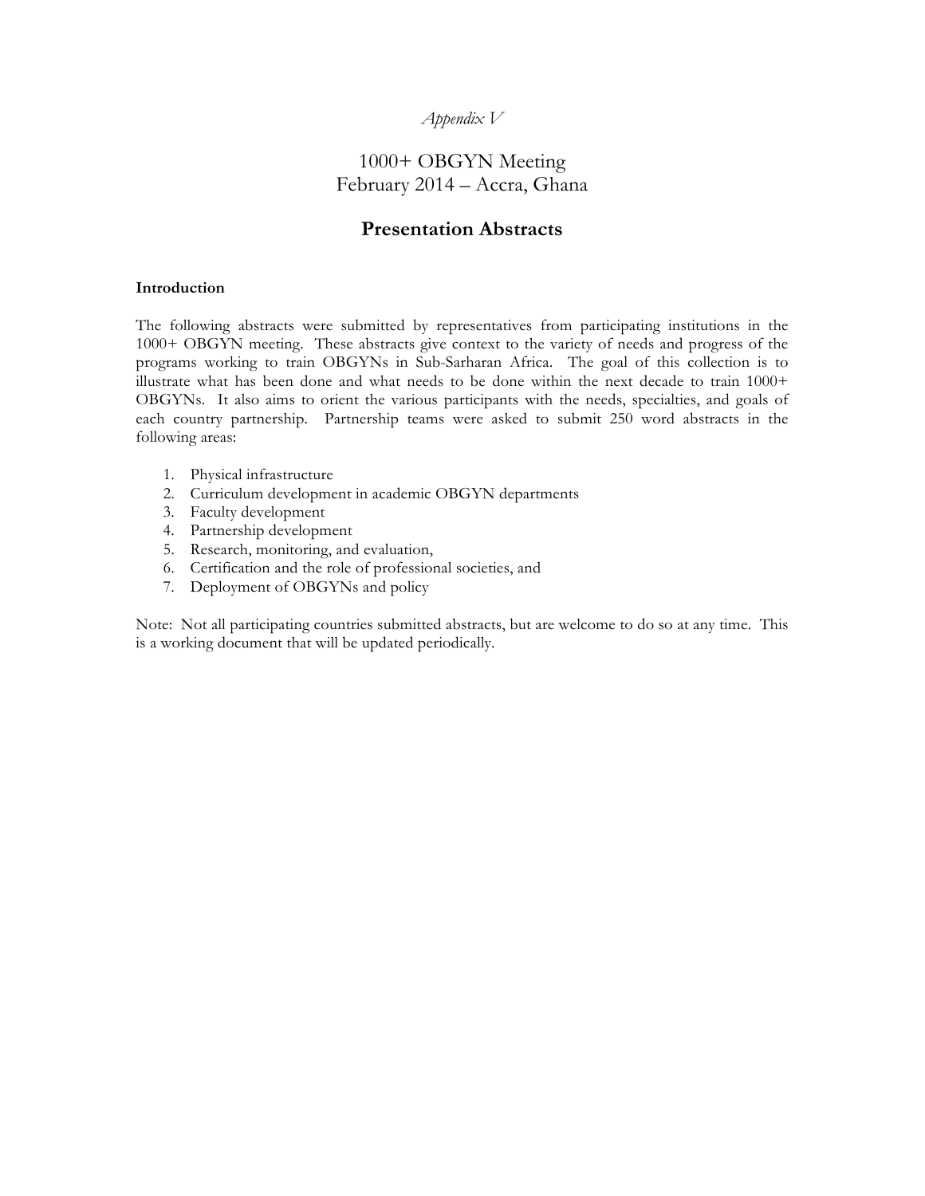*Appendix V*

# 1000+ OBGYN Meeting
# February 2014 – Accra, Ghana

## Presentation Abstracts

### Introduction

The following abstracts were submitted by representatives from participating institutions in the 1000+ OBGYN meeting. These abstracts give context to the variety of needs and progress of the programs working to train OBGYNs in Sub-Sarharan Africa. The goal of this collection is to illustrate what has been done and what needs to be done within the next decade to train 1000+ OBGYNs. It also aims to orient the various participants with the needs, specialties, and goals of each country partnership. Partnership teams were asked to submit 250 word abstracts in the following areas:

1. Physical infrastructure
2. Curriculum development in academic OBGYN departments
3. Faculty development
4. Partnership development
5. Research, monitoring, and evaluation,
6. Certification and the role of professional societies, and
7. Deployment of OBGYNs and policy

Note: Not all participating countries submitted abstracts, but are welcome to do so at any time. This is a working document that will be updated periodically.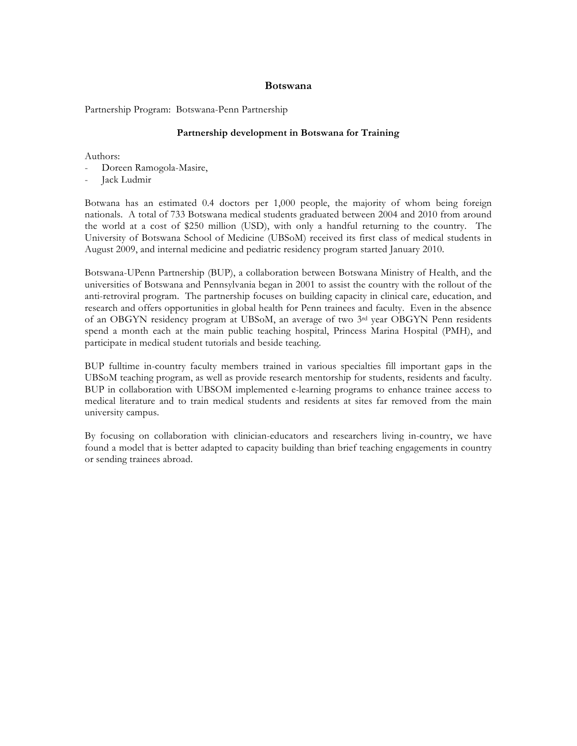# Botswana

Partnership Program: Botswana-Penn Partnership

## Partnership development in Botswana for Training

Authors:

- Doreen Ramogola-Masire,
- Jack Ludmir

Botwana has an estimated 0.4 doctors per 1,000 people, the majority of whom being foreign nationals. A total of 733 Botswana medical students graduated between 2004 and 2010 from around the world at a cost of $250 million (USD), with only a handful returning to the country. The University of Botswana School of Medicine (UBSoM) received its first class of medical students in August 2009, and internal medicine and pediatric residency program started January 2010.

Botswana-UPenn Partnership (BUP), a collaboration between Botswana Ministry of Health, and the universities of Botswana and Pennsylvania began in 2001 to assist the country with the rollout of the anti-retroviral program. The partnership focuses on building capacity in clinical care, education, and research and offers opportunities in global health for Penn trainees and faculty. Even in the absence of an OBGYN residency program at UBSoM, an average of two 3rd year OBGYN Penn residents spend a month each at the main public teaching hospital, Princess Marina Hospital (PMH), and participate in medical student tutorials and beside teaching.

BUP fulltime in-country faculty members trained in various specialties fill important gaps in the UBSoM teaching program, as well as provide research mentorship for students, residents and faculty. BUP in collaboration with UBSOM implemented e-learning programs to enhance trainee access to medical literature and to train medical students and residents at sites far removed from the main university campus.

By focusing on collaboration with clinician-educators and researchers living in-country, we have found a model that is better adapted to capacity building than brief teaching engagements in country or sending trainees abroad.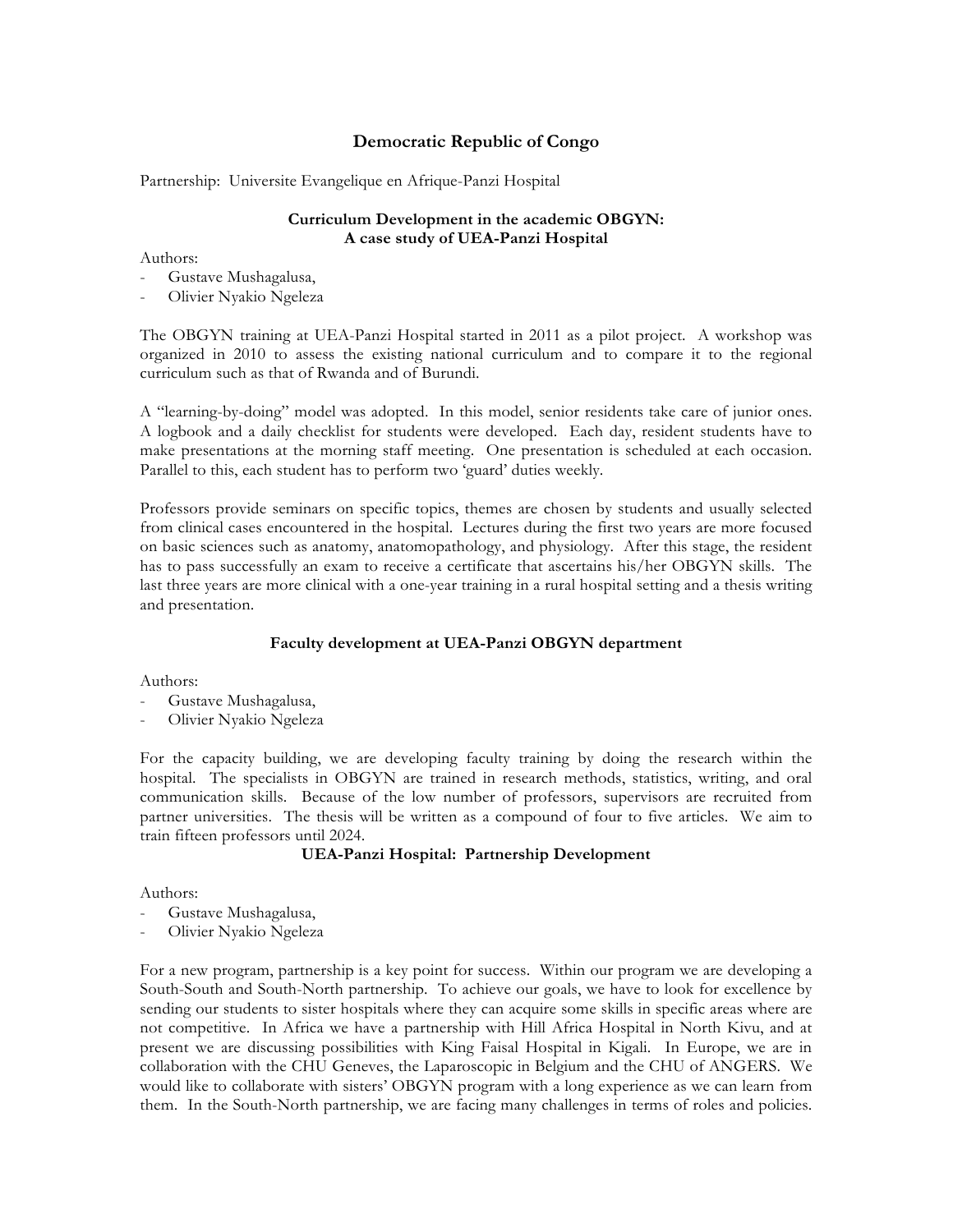## Democratic Republic of Congo

Partnership: Universite Evangelique en Afrique-Panzi Hospital

### Curriculum Development in the academic OBGYN: A case study of UEA-Panzi Hospital

Authors:
- Gustave Mushagalusa,
- Olivier Nyakio Ngeleza

The OBGYN training at UEA-Panzi Hospital started in 2011 as a pilot project. A workshop was organized in 2010 to assess the existing national curriculum and to compare it to the regional curriculum such as that of Rwanda and of Burundi.

A "learning-by-doing" model was adopted. In this model, senior residents take care of junior ones. A logbook and a daily checklist for students were developed. Each day, resident students have to make presentations at the morning staff meeting. One presentation is scheduled at each occasion. Parallel to this, each student has to perform two 'guard' duties weekly.

Professors provide seminars on specific topics, themes are chosen by students and usually selected from clinical cases encountered in the hospital. Lectures during the first two years are more focused on basic sciences such as anatomy, anatomopathology, and physiology. After this stage, the resident has to pass successfully an exam to receive a certificate that ascertains his/her OBGYN skills. The last three years are more clinical with a one-year training in a rural hospital setting and a thesis writing and presentation.

### Faculty development at UEA-Panzi OBGYN department

Authors:
- Gustave Mushagalusa,
- Olivier Nyakio Ngeleza

For the capacity building, we are developing faculty training by doing the research within the hospital. The specialists in OBGYN are trained in research methods, statistics, writing, and oral communication skills. Because of the low number of professors, supervisors are recruited from partner universities. The thesis will be written as a compound of four to five articles. We aim to train fifteen professors until 2024.

### UEA-Panzi Hospital: Partnership Development

Authors:
- Gustave Mushagalusa,
- Olivier Nyakio Ngeleza

For a new program, partnership is a key point for success. Within our program we are developing a South-South and South-North partnership. To achieve our goals, we have to look for excellence by sending our students to sister hospitals where they can acquire some skills in specific areas where are not competitive. In Africa we have a partnership with Hill Africa Hospital in North Kivu, and at present we are discussing possibilities with King Faisal Hospital in Kigali. In Europe, we are in collaboration with the CHU Geneves, the Laparoscopic in Belgium and the CHU of ANGERS. We would like to collaborate with sisters' OBGYN program with a long experience as we can learn from them. In the South-North partnership, we are facing many challenges in terms of roles and policies.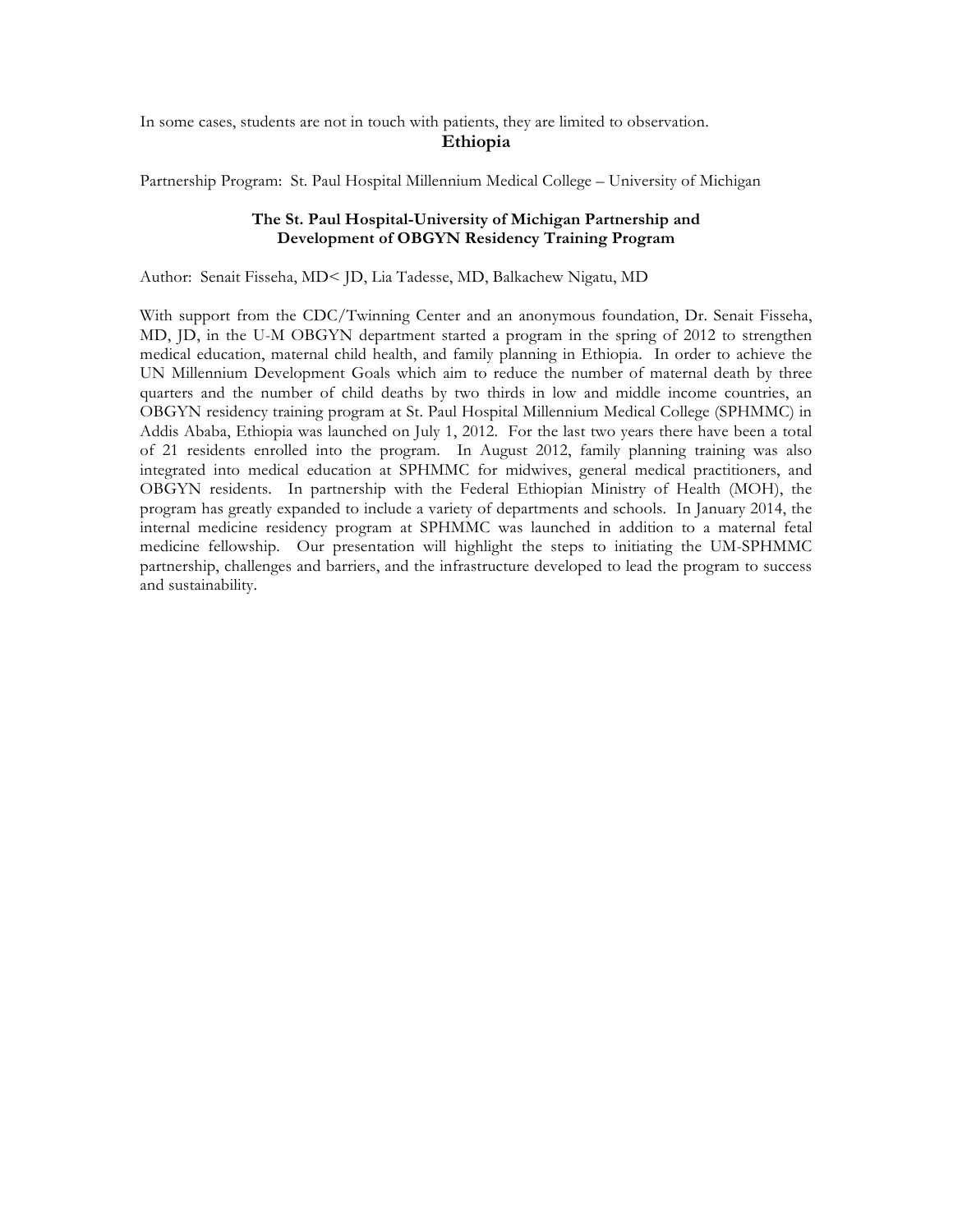In some cases, students are not in touch with patients, they are limited to observation.

## Ethiopia

Partnership Program: St. Paul Hospital Millennium Medical College – University of Michigan

### The St. Paul Hospital-University of Michigan Partnership and Development of OBGYN Residency Training Program

Author: Senait Fisseha, MD< JD, Lia Tadesse, MD, Balkachew Nigatu, MD

With support from the CDC/Twinning Center and an anonymous foundation, Dr. Senait Fisseha, MD, JD, in the U-M OBGYN department started a program in the spring of 2012 to strengthen medical education, maternal child health, and family planning in Ethiopia. In order to achieve the UN Millennium Development Goals which aim to reduce the number of maternal death by three quarters and the number of child deaths by two thirds in low and middle income countries, an OBGYN residency training program at St. Paul Hospital Millennium Medical College (SPHMMC) in Addis Ababa, Ethiopia was launched on July 1, 2012. For the last two years there have been a total of 21 residents enrolled into the program. In August 2012, family planning training was also integrated into medical education at SPHMMC for midwives, general medical practitioners, and OBGYN residents. In partnership with the Federal Ethiopian Ministry of Health (MOH), the program has greatly expanded to include a variety of departments and schools. In January 2014, the internal medicine residency program at SPHMMC was launched in addition to a maternal fetal medicine fellowship. Our presentation will highlight the steps to initiating the UM-SPHMMC partnership, challenges and barriers, and the infrastructure developed to lead the program to success and sustainability.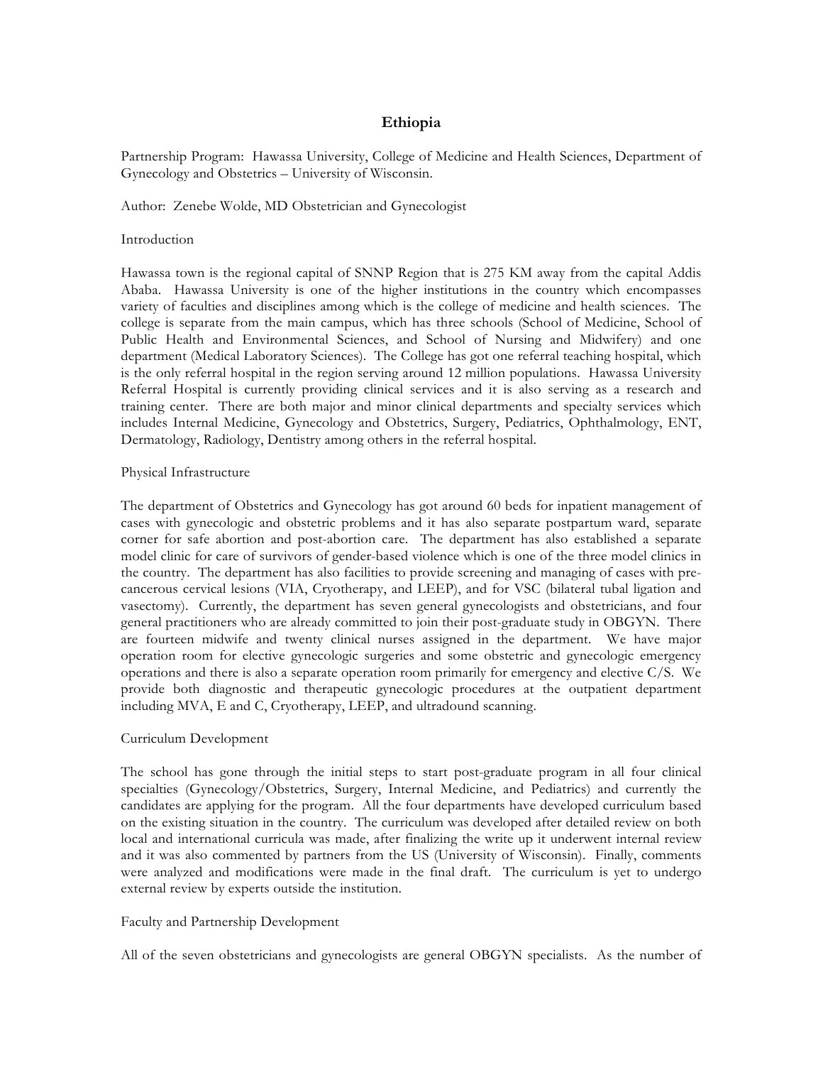# Ethiopia

Partnership Program: Hawassa University, College of Medicine and Health Sciences, Department of Gynecology and Obstetrics – University of Wisconsin.

Author: Zenebe Wolde, MD Obstetrician and Gynecologist

## Introduction

Hawassa town is the regional capital of SNNP Region that is 275 KM away from the capital Addis Ababa. Hawassa University is one of the higher institutions in the country which encompasses variety of faculties and disciplines among which is the college of medicine and health sciences. The college is separate from the main campus, which has three schools (School of Medicine, School of Public Health and Environmental Sciences, and School of Nursing and Midwifery) and one department (Medical Laboratory Sciences). The College has got one referral teaching hospital, which is the only referral hospital in the region serving around 12 million populations. Hawassa University Referral Hospital is currently providing clinical services and it is also serving as a research and training center. There are both major and minor clinical departments and specialty services which includes Internal Medicine, Gynecology and Obstetrics, Surgery, Pediatrics, Ophthalmology, ENT, Dermatology, Radiology, Dentistry among others in the referral hospital.

## Physical Infrastructure

The department of Obstetrics and Gynecology has got around 60 beds for inpatient management of cases with gynecologic and obstetric problems and it has also separate postpartum ward, separate corner for safe abortion and post-abortion care. The department has also established a separate model clinic for care of survivors of gender-based violence which is one of the three model clinics in the country. The department has also facilities to provide screening and managing of cases with pre-cancerous cervical lesions (VIA, Cryotherapy, and LEEP), and for VSC (bilateral tubal ligation and vasectomy). Currently, the department has seven general gynecologists and obstetricians, and four general practitioners who are already committed to join their post-graduate study in OBGYN. There are fourteen midwife and twenty clinical nurses assigned in the department. We have major operation room for elective gynecologic surgeries and some obstetric and gynecologic emergency operations and there is also a separate operation room primarily for emergency and elective C/S. We provide both diagnostic and therapeutic gynecologic procedures at the outpatient department including MVA, E and C, Cryotherapy, LEEP, and ultradound scanning.

## Curriculum Development

The school has gone through the initial steps to start post-graduate program in all four clinical specialties (Gynecology/Obstetrics, Surgery, Internal Medicine, and Pediatrics) and currently the candidates are applying for the program. All the four departments have developed curriculum based on the existing situation in the country. The curriculum was developed after detailed review on both local and international curricula was made, after finalizing the write up it underwent internal review and it was also commented by partners from the US (University of Wisconsin). Finally, comments were analyzed and modifications were made in the final draft. The curriculum is yet to undergo external review by experts outside the institution.

## Faculty and Partnership Development

All of the seven obstetricians and gynecologists are general OBGYN specialists. As the number of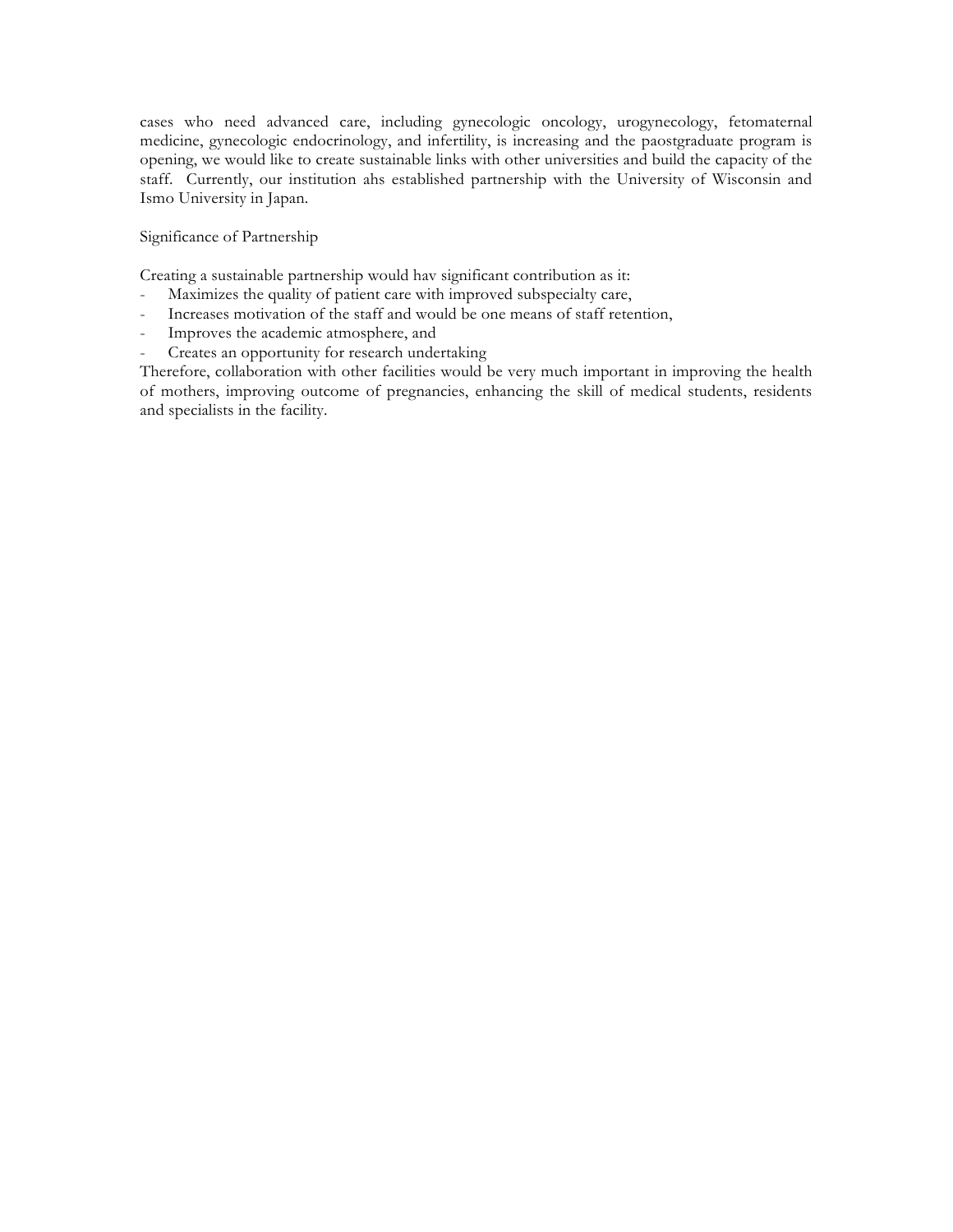cases who need advanced care, including gynecologic oncology, urogynecology, fetomaternal medicine, gynecologic endocrinology, and infertility, is increasing and the paostgraduate program is opening, we would like to create sustainable links with other universities and build the capacity of the staff. Currently, our institution ahs established partnership with the University of Wisconsin and Ismo University in Japan.

Significance of Partnership

Creating a sustainable partnership would hav significant contribution as it:

- Maximizes the quality of patient care with improved subspecialty care,
- Increases motivation of the staff and would be one means of staff retention,
- Improves the academic atmosphere, and
- Creates an opportunity for research undertaking

Therefore, collaboration with other facilities would be very much important in improving the health of mothers, improving outcome of pregnancies, enhancing the skill of medical students, residents and specialists in the facility.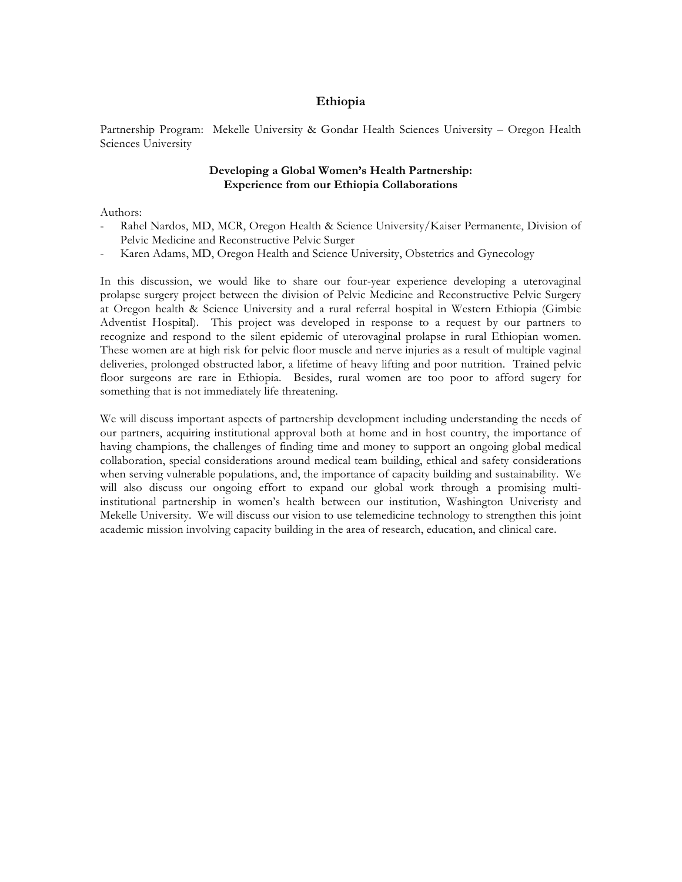# Ethiopia

Partnership Program: Mekelle University & Gondar Health Sciences University – Oregon Health Sciences University

### Developing a Global Women's Health Partnership: Experience from our Ethiopia Collaborations

Authors:

- Rahel Nardos, MD, MCR, Oregon Health & Science University/Kaiser Permanente, Division of Pelvic Medicine and Reconstructive Pelvic Surger
- Karen Adams, MD, Oregon Health and Science University, Obstetrics and Gynecology

In this discussion, we would like to share our four-year experience developing a uterovaginal prolapse surgery project between the division of Pelvic Medicine and Reconstructive Pelvic Surgery at Oregon health & Science University and a rural referral hospital in Western Ethiopia (Gimbie Adventist Hospital). This project was developed in response to a request by our partners to recognize and respond to the silent epidemic of uterovaginal prolapse in rural Ethiopian women. These women are at high risk for pelvic floor muscle and nerve injuries as a result of multiple vaginal deliveries, prolonged obstructed labor, a lifetime of heavy lifting and poor nutrition. Trained pelvic floor surgeons are rare in Ethiopia. Besides, rural women are too poor to afford sugery for something that is not immediately life threatening.

We will discuss important aspects of partnership development including understanding the needs of our partners, acquiring institutional approval both at home and in host country, the importance of having champions, the challenges of finding time and money to support an ongoing global medical collaboration, special considerations around medical team building, ethical and safety considerations when serving vulnerable populations, and, the importance of capacity building and sustainability. We will also discuss our ongoing effort to expand our global work through a promising multi-institutional partnership in women's health between our institution, Washington Univeristy and Mekelle University. We will discuss our vision to use telemedicine technology to strengthen this joint academic mission involving capacity building in the area of research, education, and clinical care.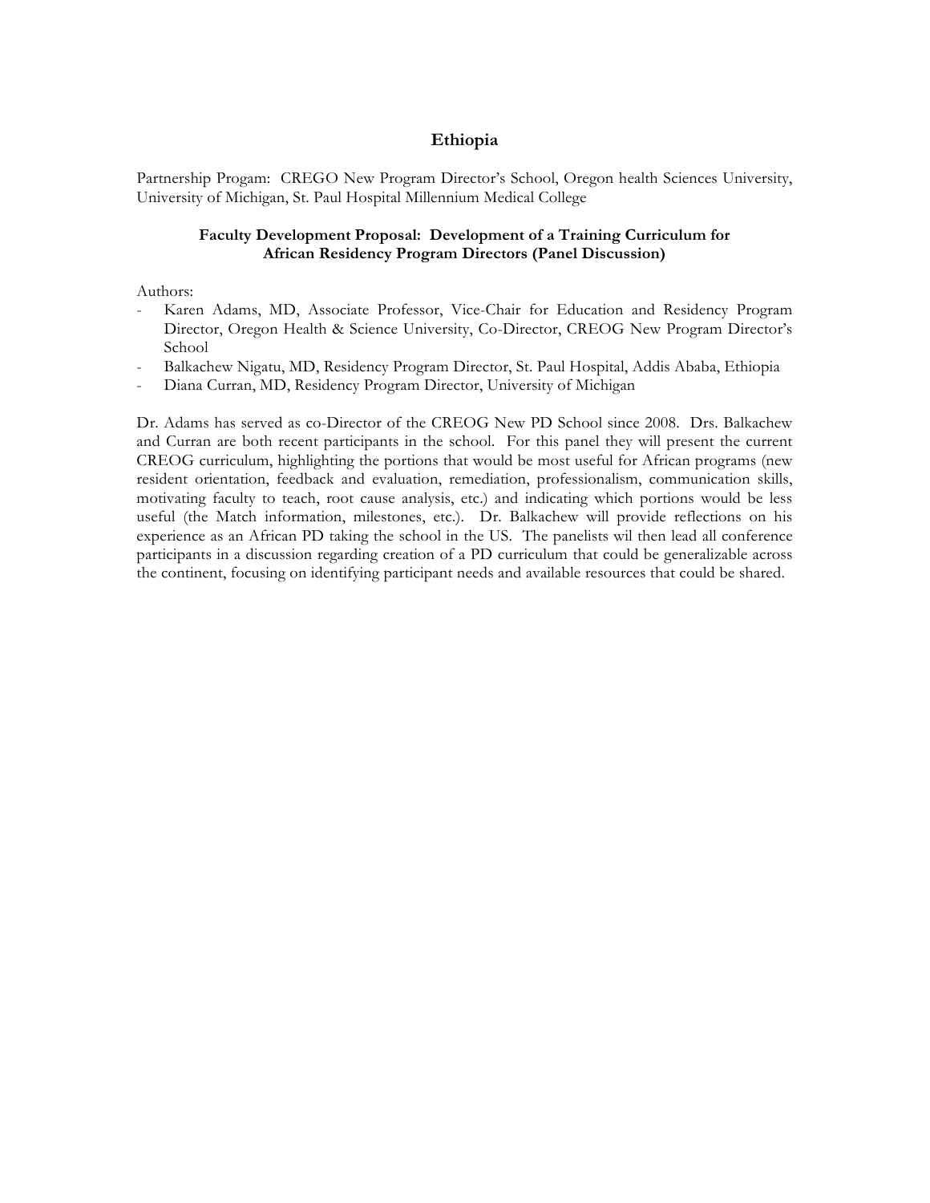## Ethiopia

Partnership Progam: CREGO New Program Director's School, Oregon health Sciences University, University of Michigan, St. Paul Hospital Millennium Medical College

### Faculty Development Proposal: Development of a Training Curriculum for African Residency Program Directors (Panel Discussion)

Authors:

- Karen Adams, MD, Associate Professor, Vice-Chair for Education and Residency Program Director, Oregon Health & Science University, Co-Director, CREOG New Program Director's School
- Balkachew Nigatu, MD, Residency Program Director, St. Paul Hospital, Addis Ababa, Ethiopia
- Diana Curran, MD, Residency Program Director, University of Michigan

Dr. Adams has served as co-Director of the CREOG New PD School since 2008. Drs. Balkachew and Curran are both recent participants in the school. For this panel they will present the current CREOG curriculum, highlighting the portions that would be most useful for African programs (new resident orientation, feedback and evaluation, remediation, professionalism, communication skills, motivating faculty to teach, root cause analysis, etc.) and indicating which portions would be less useful (the Match information, milestones, etc.). Dr. Balkachew will provide reflections on his experience as an African PD taking the school in the US. The panelists wil then lead all conference participants in a discussion regarding creation of a PD curriculum that could be generalizable across the continent, focusing on identifying participant needs and available resources that could be shared.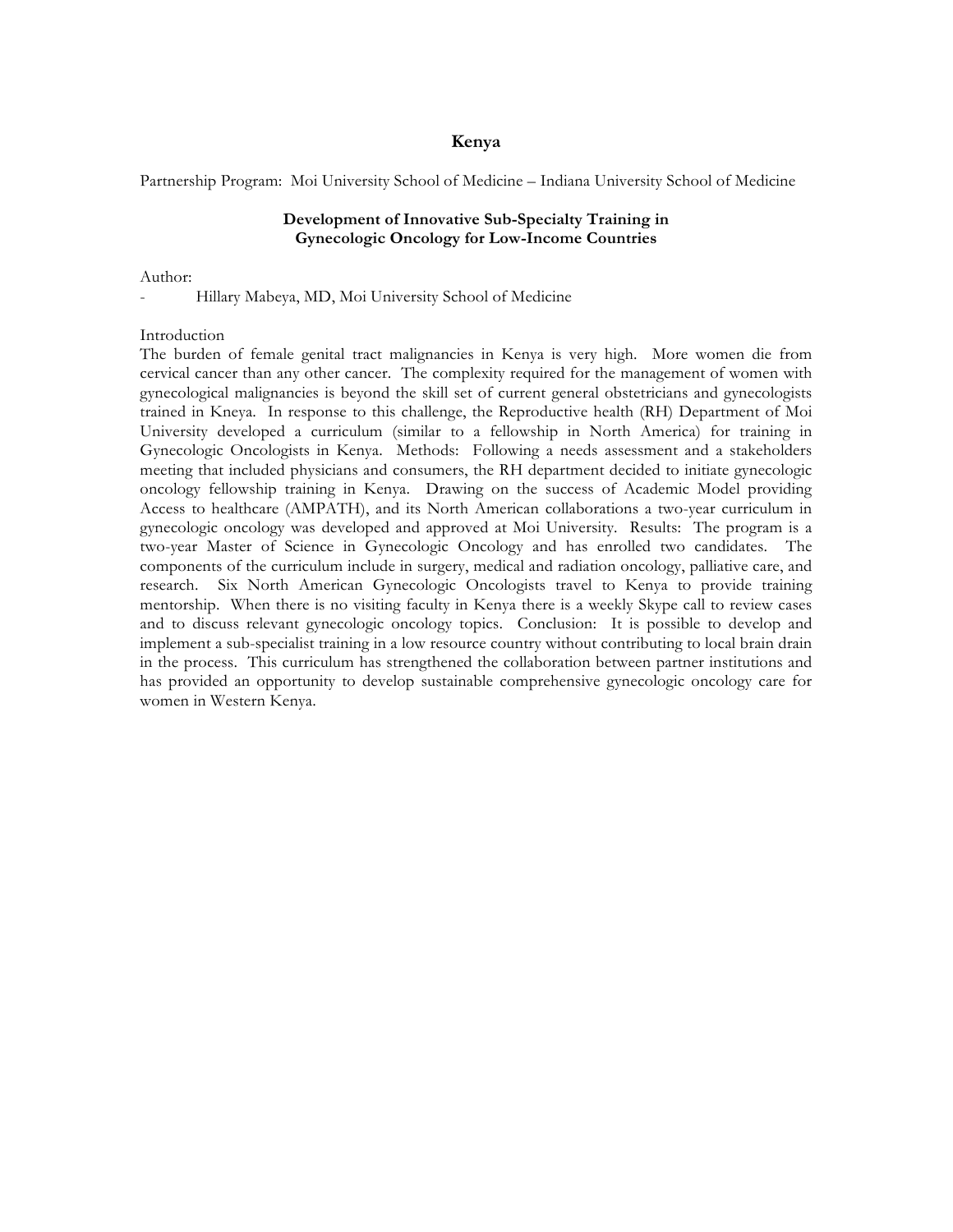# Kenya

Partnership Program: Moi University School of Medicine – Indiana University School of Medicine

## Development of Innovative Sub-Specialty Training in Gynecologic Oncology for Low-Income Countries

Author:

- Hillary Mabeya, MD, Moi University School of Medicine

Introduction

The burden of female genital tract malignancies in Kenya is very high. More women die from cervical cancer than any other cancer. The complexity required for the management of women with gynecological malignancies is beyond the skill set of current general obstetricians and gynecologists trained in Kneya. In response to this challenge, the Reproductive health (RH) Department of Moi University developed a curriculum (similar to a fellowship in North America) for training in Gynecologic Oncologists in Kenya. Methods: Following a needs assessment and a stakeholders meeting that included physicians and consumers, the RH department decided to initiate gynecologic oncology fellowship training in Kenya. Drawing on the success of Academic Model providing Access to healthcare (AMPATH), and its North American collaborations a two-year curriculum in gynecologic oncology was developed and approved at Moi University. Results: The program is a two-year Master of Science in Gynecologic Oncology and has enrolled two candidates. The components of the curriculum include in surgery, medical and radiation oncology, palliative care, and research. Six North American Gynecologic Oncologists travel to Kenya to provide training mentorship. When there is no visiting faculty in Kenya there is a weekly Skype call to review cases and to discuss relevant gynecologic oncology topics. Conclusion: It is possible to develop and implement a sub-specialist training in a low resource country without contributing to local brain drain in the process. This curriculum has strengthened the collaboration between partner institutions and has provided an opportunity to develop sustainable comprehensive gynecologic oncology care for women in Western Kenya.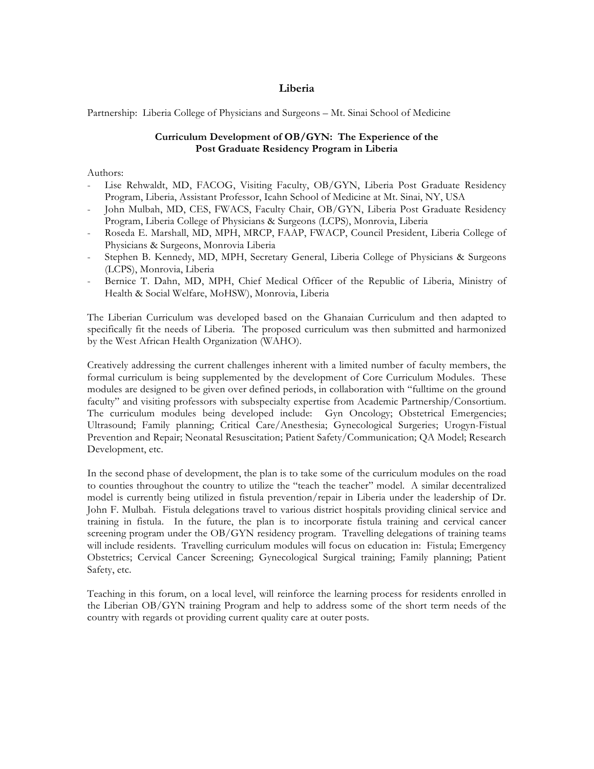# Liberia

Partnership: Liberia College of Physicians and Surgeons – Mt. Sinai School of Medicine

## Curriculum Development of OB/GYN: The Experience of the Post Graduate Residency Program in Liberia

Authors:

- Lise Rehwaldt, MD, FACOG, Visiting Faculty, OB/GYN, Liberia Post Graduate Residency Program, Liberia, Assistant Professor, Icahn School of Medicine at Mt. Sinai, NY, USA
- John Mulbah, MD, CES, FWACS, Faculty Chair, OB/GYN, Liberia Post Graduate Residency Program, Liberia College of Physicians & Surgeons (LCPS), Monrovia, Liberia
- Roseda E. Marshall, MD, MPH, MRCP, FAAP, FWACP, Council President, Liberia College of Physicians & Surgeons, Monrovia Liberia
- Stephen B. Kennedy, MD, MPH, Secretary General, Liberia College of Physicians & Surgeons (LCPS), Monrovia, Liberia
- Bernice T. Dahn, MD, MPH, Chief Medical Officer of the Republic of Liberia, Ministry of Health & Social Welfare, MoHSW), Monrovia, Liberia

The Liberian Curriculum was developed based on the Ghanaian Curriculum and then adapted to specifically fit the needs of Liberia. The proposed curriculum was then submitted and harmonized by the West African Health Organization (WAHO).

Creatively addressing the current challenges inherent with a limited number of faculty members, the formal curriculum is being supplemented by the development of Core Curriculum Modules. These modules are designed to be given over defined periods, in collaboration with "fulltime on the ground faculty" and visiting professors with subspecialty expertise from Academic Partnership/Consortium. The curriculum modules being developed include: Gyn Oncology; Obstetrical Emergencies; Ultrasound; Family planning; Critical Care/Anesthesia; Gynecological Surgeries; Urogyn-Fistual Prevention and Repair; Neonatal Resuscitation; Patient Safety/Communication; QA Model; Research Development, etc.

In the second phase of development, the plan is to take some of the curriculum modules on the road to counties throughout the country to utilize the "teach the teacher" model. A similar decentralized model is currently being utilized in fistula prevention/repair in Liberia under the leadership of Dr. John F. Mulbah. Fistula delegations travel to various district hospitals providing clinical service and training in fistula. In the future, the plan is to incorporate fistula training and cervical cancer screening program under the OB/GYN residency program. Travelling delegations of training teams will include residents. Travelling curriculum modules will focus on education in: Fistula; Emergency Obstetrics; Cervical Cancer Screening; Gynecological Surgical training; Family planning; Patient Safety, etc.

Teaching in this forum, on a local level, will reinforce the learning process for residents enrolled in the Liberian OB/GYN training Program and help to address some of the short term needs of the country with regards ot providing current quality care at outer posts.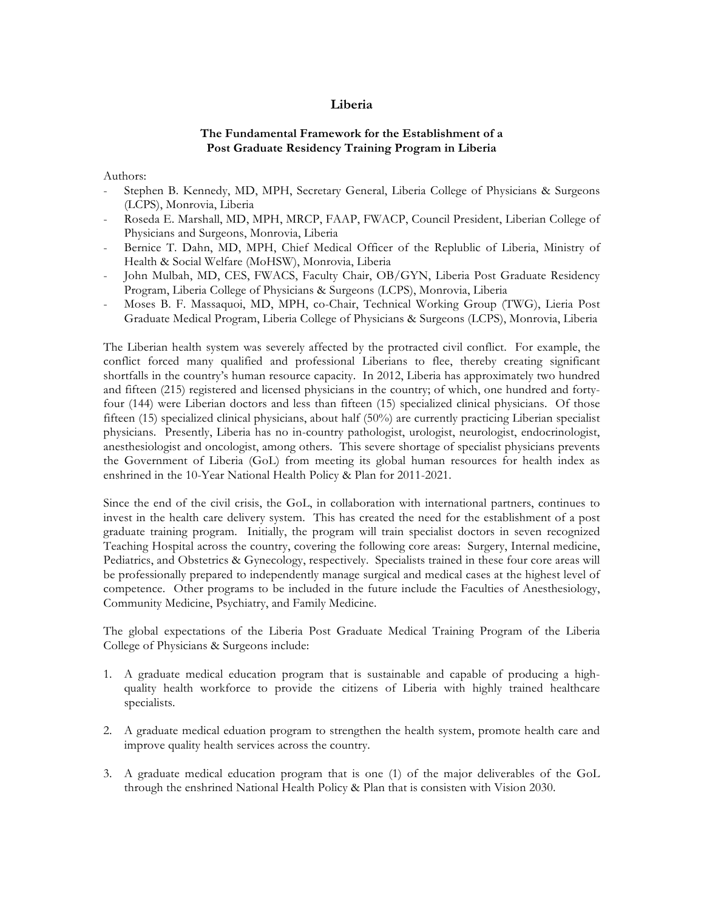# Liberia

## The Fundamental Framework for the Establishment of a Post Graduate Residency Training Program in Liberia

Authors:

- Stephen B. Kennedy, MD, MPH, Secretary General, Liberia College of Physicians & Surgeons (LCPS), Monrovia, Liberia
- Roseda E. Marshall, MD, MPH, MRCP, FAAP, FWACP, Council President, Liberian College of Physicians and Surgeons, Monrovia, Liberia
- Bernice T. Dahn, MD, MPH, Chief Medical Officer of the Replublic of Liberia, Ministry of Health & Social Welfare (MoHSW), Monrovia, Liberia
- John Mulbah, MD, CES, FWACS, Faculty Chair, OB/GYN, Liberia Post Graduate Residency Program, Liberia College of Physicians & Surgeons (LCPS), Monrovia, Liberia
- Moses B. F. Massaquoi, MD, MPH, co-Chair, Technical Working Group (TWG), Lieria Post Graduate Medical Program, Liberia College of Physicians & Surgeons (LCPS), Monrovia, Liberia

The Liberian health system was severely affected by the protracted civil conflict. For example, the conflict forced many qualified and professional Liberians to flee, thereby creating significant shortfalls in the country's human resource capacity. In 2012, Liberia has approximately two hundred and fifteen (215) registered and licensed physicians in the country; of which, one hundred and forty-four (144) were Liberian doctors and less than fifteen (15) specialized clinical physicians. Of those fifteen (15) specialized clinical physicians, about half (50%) are currently practicing Liberian specialist physicians. Presently, Liberia has no in-country pathologist, urologist, neurologist, endocrinologist, anesthesiologist and oncologist, among others. This severe shortage of specialist physicians prevents the Government of Liberia (GoL) from meeting its global human resources for health index as enshrined in the 10-Year National Health Policy & Plan for 2011-2021.

Since the end of the civil crisis, the GoL, in collaboration with international partners, continues to invest in the health care delivery system. This has created the need for the establishment of a post graduate training program. Initially, the program will train specialist doctors in seven recognized Teaching Hospital across the country, covering the following core areas: Surgery, Internal medicine, Pediatrics, and Obstetrics & Gynecology, respectively. Specialists trained in these four core areas will be professionally prepared to independently manage surgical and medical cases at the highest level of competence. Other programs to be included in the future include the Faculties of Anesthesiology, Community Medicine, Psychiatry, and Family Medicine.

The global expectations of the Liberia Post Graduate Medical Training Program of the Liberia College of Physicians & Surgeons include:

1. A graduate medical education program that is sustainable and capable of producing a high-quality health workforce to provide the citizens of Liberia with highly trained healthcare specialists.

2. A graduate medical eduation program to strengthen the health system, promote health care and improve quality health services across the country.

3. A graduate medical education program that is one (1) of the major deliverables of the GoL through the enshrined National Health Policy & Plan that is consisten with Vision 2030.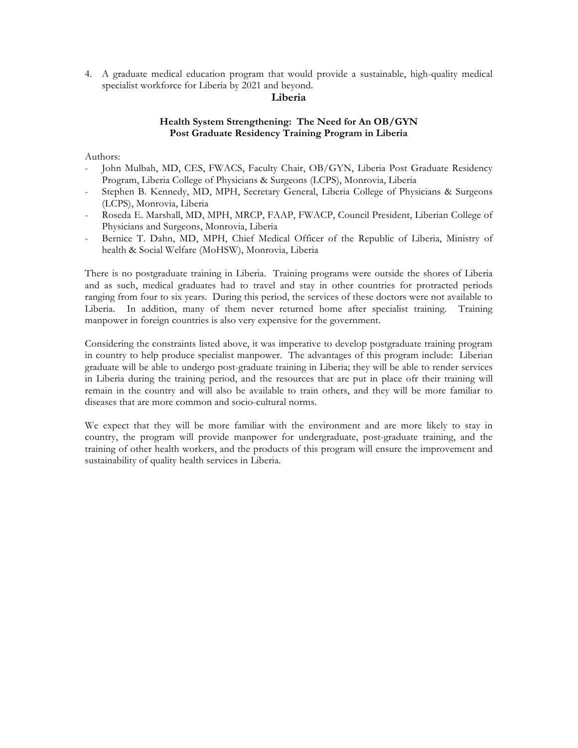4. A graduate medical education program that would provide a sustainable, high-quality medical specialist workforce for Liberia by 2021 and beyond.

## Liberia

### Health System Strengthening: The Need for An OB/GYN Post Graduate Residency Training Program in Liberia

Authors:

- John Mulbah, MD, CES, FWACS, Faculty Chair, OB/GYN, Liberia Post Graduate Residency Program, Liberia College of Physicians & Surgeons (LCPS), Monrovia, Liberia
- Stephen B. Kennedy, MD, MPH, Secretary General, Liberia College of Physicians & Surgeons (LCPS), Monrovia, Liberia
- Roseda E. Marshall, MD, MPH, MRCP, FAAP, FWACP, Council President, Liberian College of Physicians and Surgeons, Monrovia, Liberia
- Bernice T. Dahn, MD, MPH, Chief Medical Officer of the Republic of Liberia, Ministry of health & Social Welfare (MoHSW), Monrovia, Liberia

There is no postgraduate training in Liberia. Training programs were outside the shores of Liberia and as such, medical graduates had to travel and stay in other countries for protracted periods ranging from four to six years. During this period, the services of these doctors were not available to Liberia. In addition, many of them never returned home after specialist training. Training manpower in foreign countries is also very expensive for the government.

Considering the constraints listed above, it was imperative to develop postgraduate training program in country to help produce specialist manpower. The advantages of this program include: Liberian graduate will be able to undergo post-graduate training in Liberia; they will be able to render services in Liberia during the training period, and the resources that are put in place ofr their training will remain in the country and will also be available to train others, and they will be more familiar to diseases that are more common and socio-cultural norms.

We expect that they will be more familiar with the environment and are more likely to stay in country, the program will provide manpower for undergraduate, post-graduate training, and the training of other health workers, and the products of this program will ensure the improvement and sustainability of quality health services in Liberia.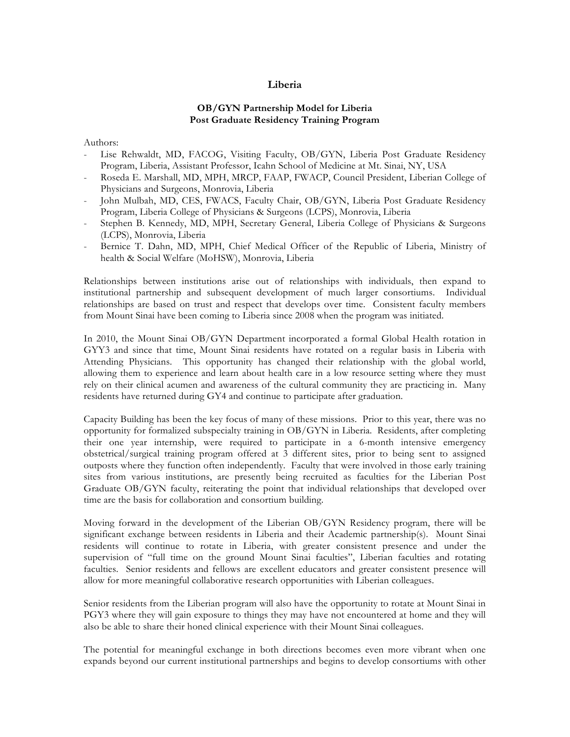## Liberia

### OB/GYN Partnership Model for Liberia Post Graduate Residency Training Program

Authors:

- Lise Rehwaldt, MD, FACOG, Visiting Faculty, OB/GYN, Liberia Post Graduate Residency Program, Liberia, Assistant Professor, Icahn School of Medicine at Mt. Sinai, NY, USA
- Roseda E. Marshall, MD, MPH, MRCP, FAAP, FWACP, Council President, Liberian College of Physicians and Surgeons, Monrovia, Liberia
- John Mulbah, MD, CES, FWACS, Faculty Chair, OB/GYN, Liberia Post Graduate Residency Program, Liberia College of Physicians & Surgeons (LCPS), Monrovia, Liberia
- Stephen B. Kennedy, MD, MPH, Secretary General, Liberia College of Physicians & Surgeons (LCPS), Monrovia, Liberia
- Bernice T. Dahn, MD, MPH, Chief Medical Officer of the Republic of Liberia, Ministry of health & Social Welfare (MoHSW), Monrovia, Liberia

Relationships between institutions arise out of relationships with individuals, then expand to institutional partnership and subsequent development of much larger consortiums. Individual relationships are based on trust and respect that develops over time. Consistent faculty members from Mount Sinai have been coming to Liberia since 2008 when the program was initiated.

In 2010, the Mount Sinai OB/GYN Department incorporated a formal Global Health rotation in GYY3 and since that time, Mount Sinai residents have rotated on a regular basis in Liberia with Attending Physicians. This opportunity has changed their relationship with the global world, allowing them to experience and learn about health care in a low resource setting where they must rely on their clinical acumen and awareness of the cultural community they are practicing in. Many residents have returned during GY4 and continue to participate after graduation.

Capacity Building has been the key focus of many of these missions. Prior to this year, there was no opportunity for formalized subspecialty training in OB/GYN in Liberia. Residents, after completing their one year internship, were required to participate in a 6-month intensive emergency obstetrical/surgical training program offered at 3 different sites, prior to being sent to assigned outposts where they function often independently. Faculty that were involved in those early training sites from various institutions, are presently being recruited as faculties for the Liberian Post Graduate OB/GYN faculty, reiterating the point that individual relationships that developed over time are the basis for collaboration and consortium building.

Moving forward in the development of the Liberian OB/GYN Residency program, there will be significant exchange between residents in Liberia and their Academic partnership(s). Mount Sinai residents will continue to rotate in Liberia, with greater consistent presence and under the supervision of "full time on the ground Mount Sinai faculties", Liberian faculties and rotating faculties. Senior residents and fellows are excellent educators and greater consistent presence will allow for more meaningful collaborative research opportunities with Liberian colleagues.

Senior residents from the Liberian program will also have the opportunity to rotate at Mount Sinai in PGY3 where they will gain exposure to things they may have not encountered at home and they will also be able to share their honed clinical experience with their Mount Sinai colleagues.

The potential for meaningful exchange in both directions becomes even more vibrant when one expands beyond our current institutional partnerships and begins to develop consortiums with other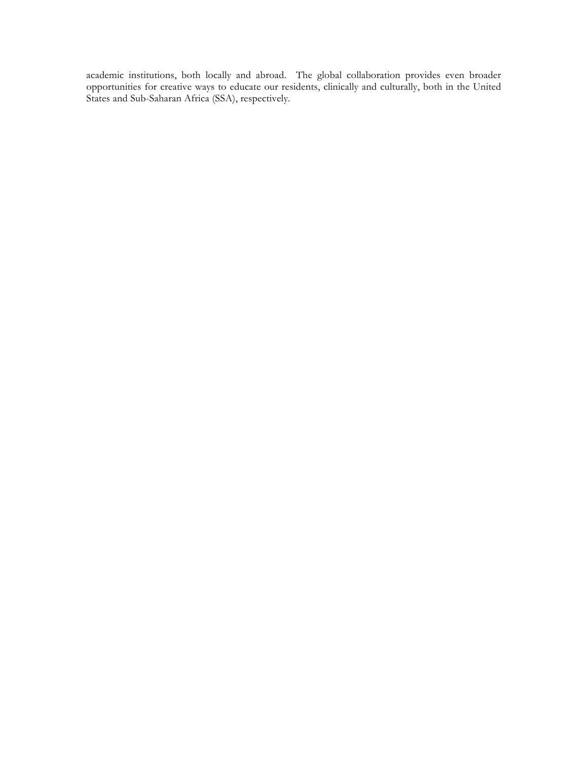academic institutions, both locally and abroad. The global collaboration provides even broader opportunities for creative ways to educate our residents, clinically and culturally, both in the United States and Sub-Saharan Africa (SSA), respectively.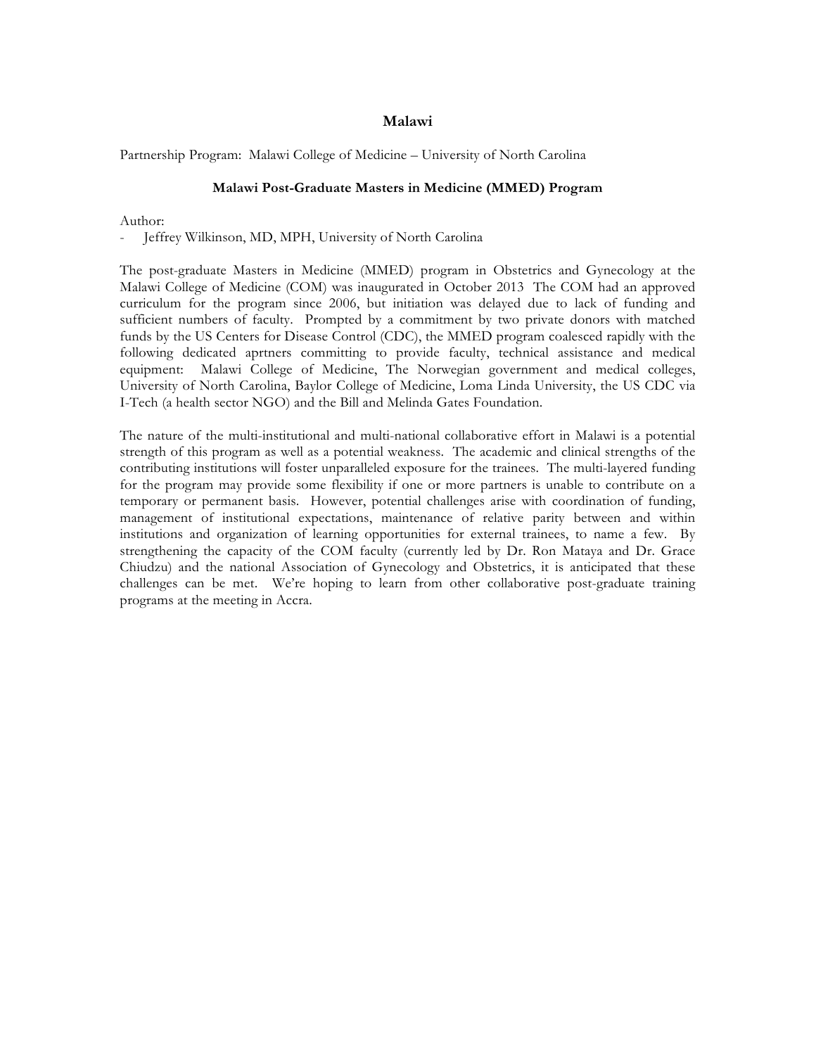# Malawi

Partnership Program: Malawi College of Medicine – University of North Carolina

### Malawi Post-Graduate Masters in Medicine (MMED) Program

Author:

- Jeffrey Wilkinson, MD, MPH, University of North Carolina

The post-graduate Masters in Medicine (MMED) program in Obstetrics and Gynecology at the Malawi College of Medicine (COM) was inaugurated in October 2013 The COM had an approved curriculum for the program since 2006, but initiation was delayed due to lack of funding and sufficient numbers of faculty. Prompted by a commitment by two private donors with matched funds by the US Centers for Disease Control (CDC), the MMED program coalesced rapidly with the following dedicated aprtners committing to provide faculty, technical assistance and medical equipment: Malawi College of Medicine, The Norwegian government and medical colleges, University of North Carolina, Baylor College of Medicine, Loma Linda University, the US CDC via I-Tech (a health sector NGO) and the Bill and Melinda Gates Foundation.

The nature of the multi-institutional and multi-national collaborative effort in Malawi is a potential strength of this program as well as a potential weakness. The academic and clinical strengths of the contributing institutions will foster unparalleled exposure for the trainees. The multi-layered funding for the program may provide some flexibility if one or more partners is unable to contribute on a temporary or permanent basis. However, potential challenges arise with coordination of funding, management of institutional expectations, maintenance of relative parity between and within institutions and organization of learning opportunities for external trainees, to name a few. By strengthening the capacity of the COM faculty (currently led by Dr. Ron Mataya and Dr. Grace Chiudzu) and the national Association of Gynecology and Obstetrics, it is anticipated that these challenges can be met. We're hoping to learn from other collaborative post-graduate training programs at the meeting in Accra.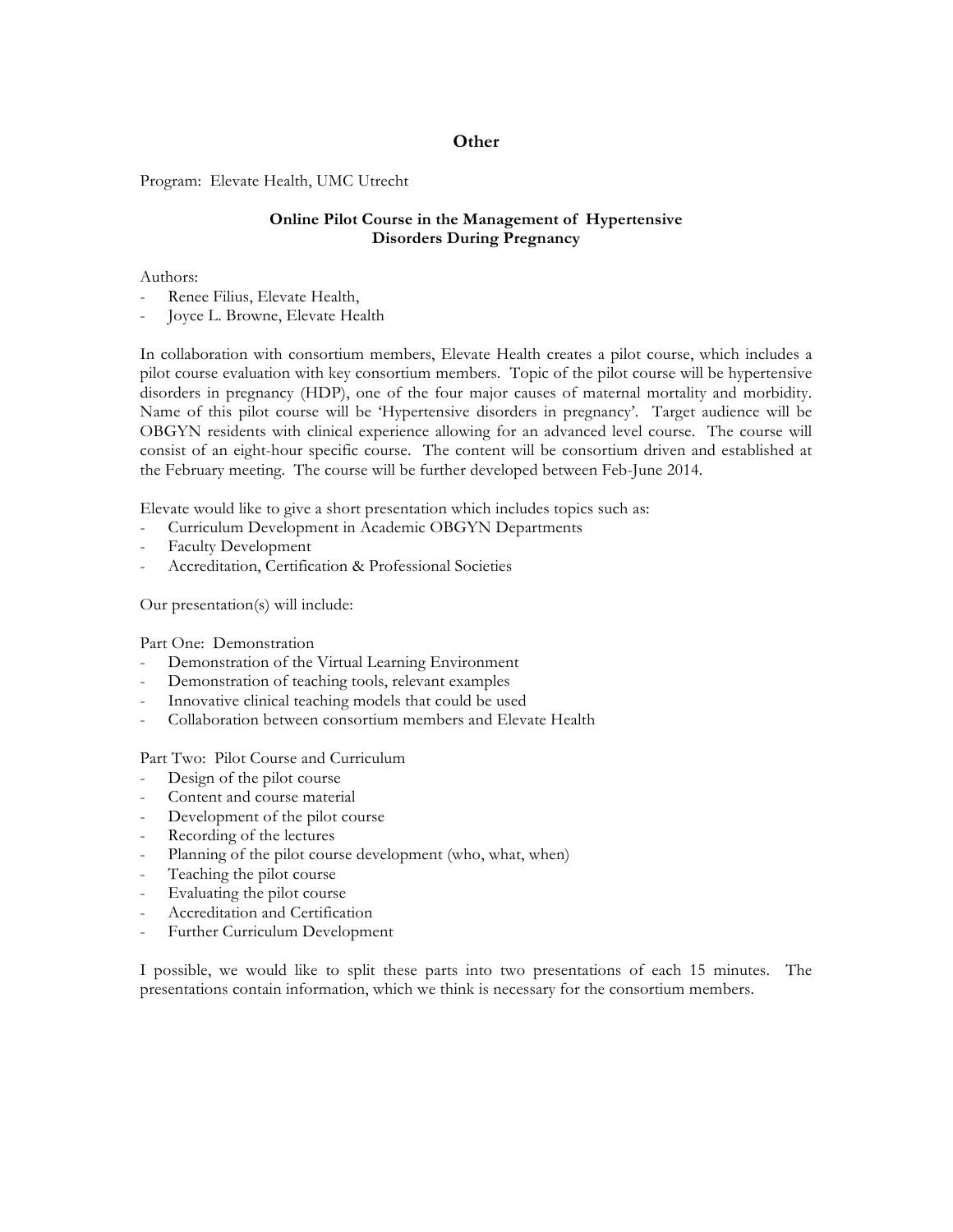## Other

Program: Elevate Health, UMC Utrecht

### Online Pilot Course in the Management of Hypertensive Disorders During Pregnancy

Authors:

- Renee Filius, Elevate Health,
- Joyce L. Browne, Elevate Health

In collaboration with consortium members, Elevate Health creates a pilot course, which includes a pilot course evaluation with key consortium members. Topic of the pilot course will be hypertensive disorders in pregnancy (HDP), one of the four major causes of maternal mortality and morbidity. Name of this pilot course will be 'Hypertensive disorders in pregnancy'. Target audience will be OBGYN residents with clinical experience allowing for an advanced level course. The course will consist of an eight-hour specific course. The content will be consortium driven and established at the February meeting. The course will be further developed between Feb-June 2014.

Elevate would like to give a short presentation which includes topics such as:

- Curriculum Development in Academic OBGYN Departments
- Faculty Development
- Accreditation, Certification & Professional Societies

Our presentation(s) will include:

Part One: Demonstration

- Demonstration of the Virtual Learning Environment
- Demonstration of teaching tools, relevant examples
- Innovative clinical teaching models that could be used
- Collaboration between consortium members and Elevate Health

Part Two: Pilot Course and Curriculum

- Design of the pilot course
- Content and course material
- Development of the pilot course
- Recording of the lectures
- Planning of the pilot course development (who, what, when)
- Teaching the pilot course
- Evaluating the pilot course
- Accreditation and Certification
- Further Curriculum Development

I possible, we would like to split these parts into two presentations of each 15 minutes. The presentations contain information, which we think is necessary for the consortium members.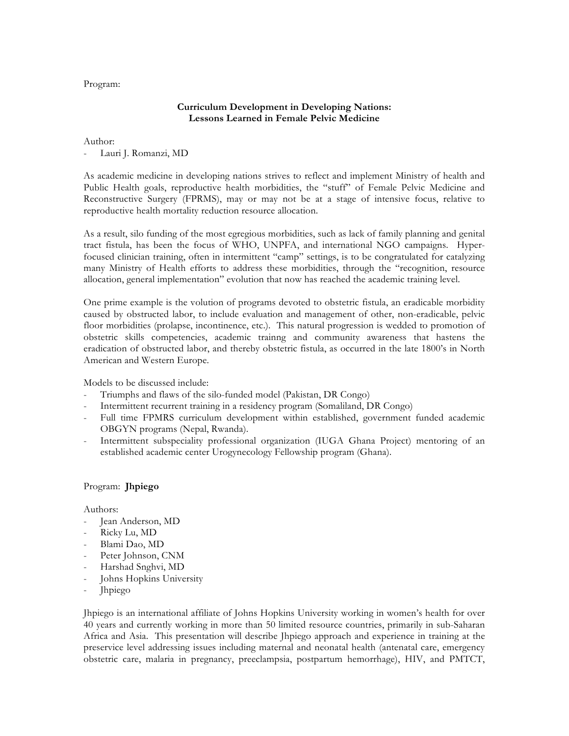Program:

**Curriculum Development in Developing Nations: Lessons Learned in Female Pelvic Medicine**

Author:

- Lauri J. Romanzi, MD

As academic medicine in developing nations strives to reflect and implement Ministry of health and Public Health goals, reproductive health morbidities, the "stuff" of Female Pelvic Medicine and Reconstructive Surgery (FPRMS), may or may not be at a stage of intensive focus, relative to reproductive health mortality reduction resource allocation.

As a result, silo funding of the most egregious morbidities, such as lack of family planning and genital tract fistula, has been the focus of WHO, UNPFA, and international NGO campaigns. Hyper-focused clinician training, often in intermittent "camp" settings, is to be congratulated for catalyzing many Ministry of Health efforts to address these morbidities, through the "recognition, resource allocation, general implementation" evolution that now has reached the academic training level.

One prime example is the volution of programs devoted to obstetric fistula, an eradicable morbidity caused by obstructed labor, to include evaluation and management of other, non-eradicable, pelvic floor morbidities (prolapse, incontinence, etc.). This natural progression is wedded to promotion of obstetric skills competencies, academic trainng and community awareness that hastens the eradication of obstructed labor, and thereby obstetric fistula, as occurred in the late 1800's in North American and Western Europe.

Models to be discussed include:

- Triumphs and flaws of the silo-funded model (Pakistan, DR Congo)
- Intermittent recurrent training in a residency program (Somaliland, DR Congo)
- Full time FPMRS curriculum development within established, government funded academic OBGYN programs (Nepal, Rwanda).
- Intermittent subspeciality professional organization (IUGA Ghana Project) mentoring of an established academic center Urogynecology Fellowship program (Ghana).

Program: **Jhpiego**

Authors:

- Jean Anderson, MD
- Ricky Lu, MD
- Blami Dao, MD
- Peter Johnson, CNM
- Harshad Snghvi, MD
- Johns Hopkins University
- Jhpiego

Jhpiego is an international affiliate of Johns Hopkins University working in women's health for over 40 years and currently working in more than 50 limited resource countries, primarily in sub-Saharan Africa and Asia. This presentation will describe Jhpiego approach and experience in training at the preservice level addressing issues including maternal and neonatal health (antenatal care, emergency obstetric care, malaria in pregnancy, preeclampsia, postpartum hemorrhage), HIV, and PMTCT,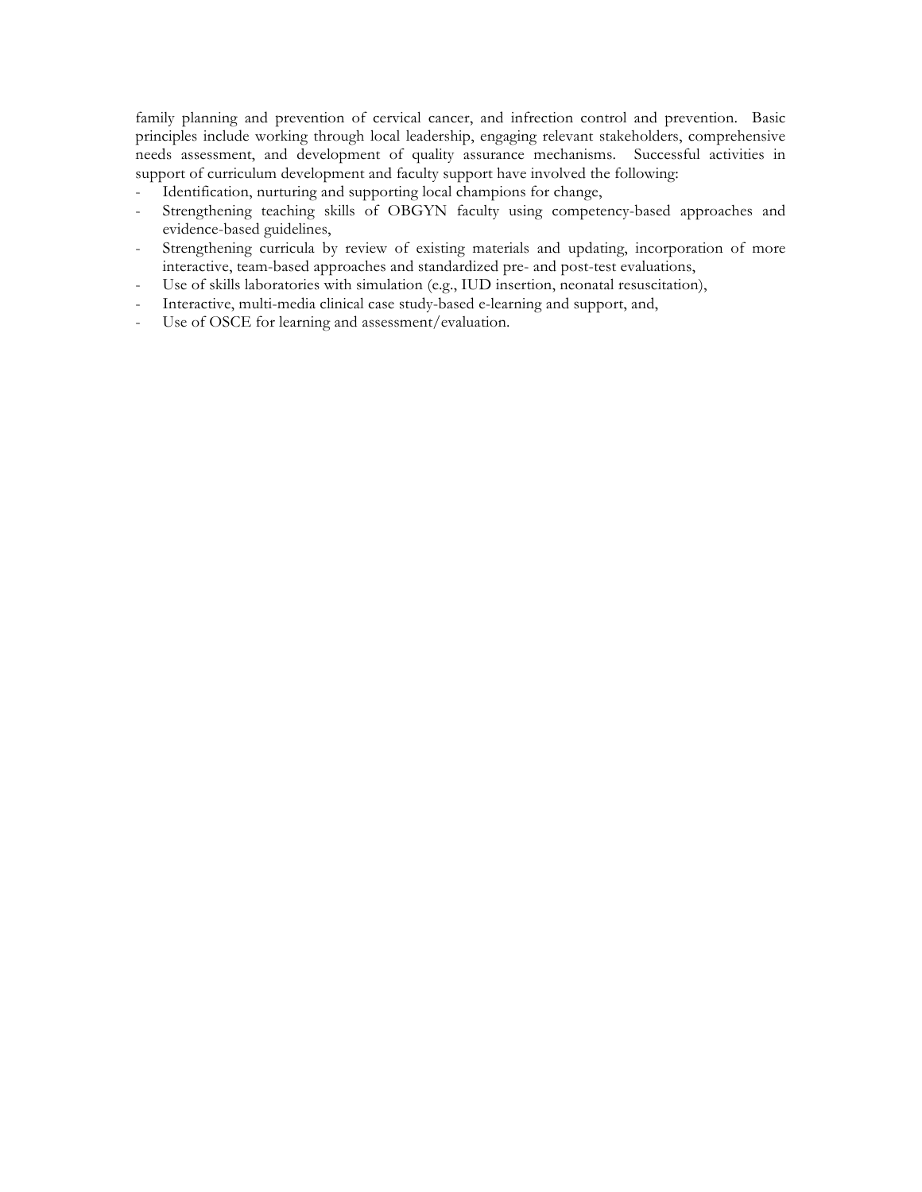family planning and prevention of cervical cancer, and infrection control and prevention. Basic principles include working through local leadership, engaging relevant stakeholders, comprehensive needs assessment, and development of quality assurance mechanisms. Successful activities in support of curriculum development and faculty support have involved the following:

- Identification, nurturing and supporting local champions for change,
- Strengthening teaching skills of OBGYN faculty using competency-based approaches and evidence-based guidelines,
- Strengthening curricula by review of existing materials and updating, incorporation of more interactive, team-based approaches and standardized pre- and post-test evaluations,
- Use of skills laboratories with simulation (e.g., IUD insertion, neonatal resuscitation),
- Interactive, multi-media clinical case study-based e-learning and support, and,
- Use of OSCE for learning and assessment/evaluation.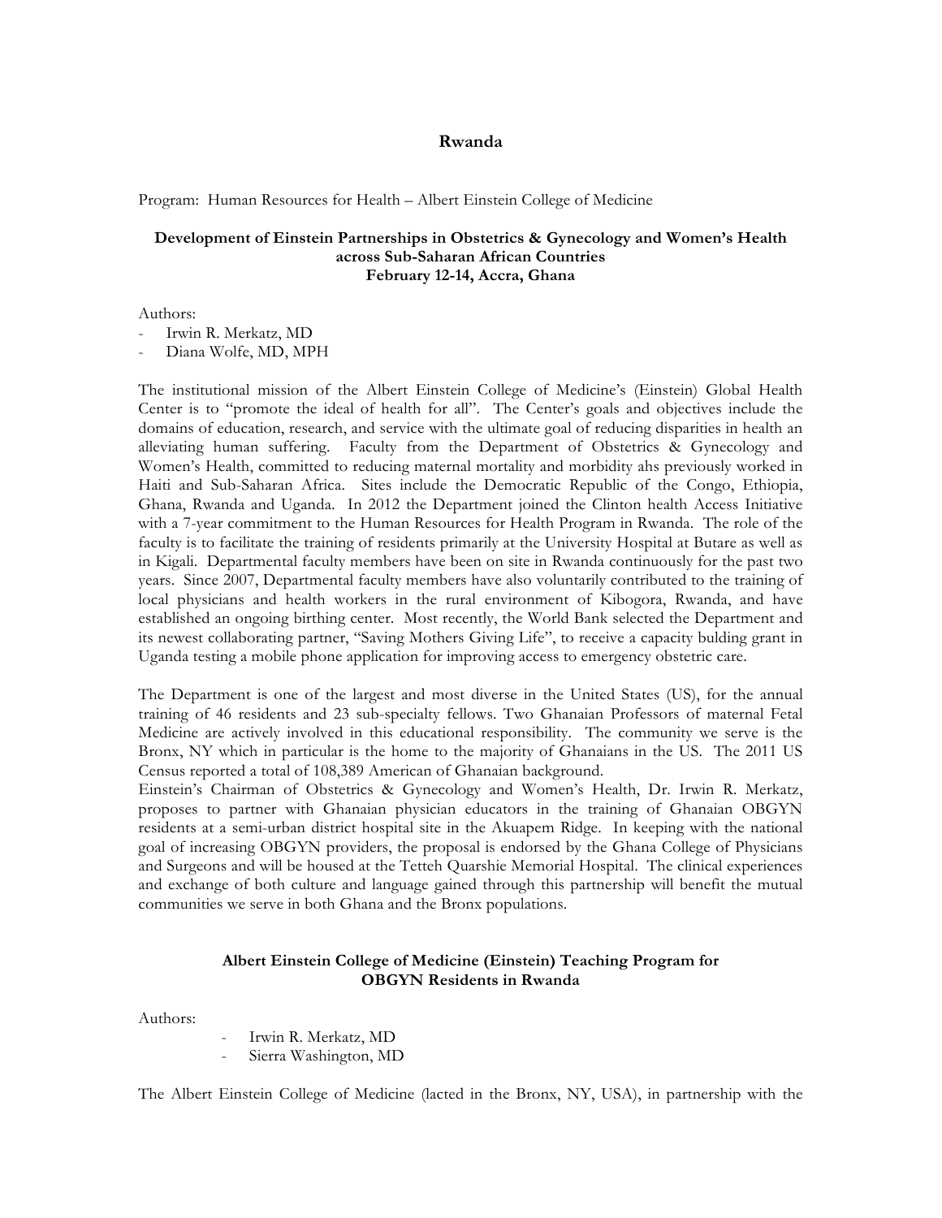# Rwanda

Program: Human Resources for Health – Albert Einstein College of Medicine

**Development of Einstein Partnerships in Obstetrics & Gynecology and Women's Health across Sub-Saharan African Countries**
**February 12-14, Accra, Ghana**

Authors:
- Irwin R. Merkatz, MD
- Diana Wolfe, MD, MPH

The institutional mission of the Albert Einstein College of Medicine's (Einstein) Global Health Center is to "promote the ideal of health for all". The Center's goals and objectives include the domains of education, research, and service with the ultimate goal of reducing disparities in health an alleviating human suffering. Faculty from the Department of Obstetrics & Gynecology and Women's Health, committed to reducing maternal mortality and morbidity ahs previously worked in Haiti and Sub-Saharan Africa. Sites include the Democratic Republic of the Congo, Ethiopia, Ghana, Rwanda and Uganda. In 2012 the Department joined the Clinton health Access Initiative with a 7-year commitment to the Human Resources for Health Program in Rwanda. The role of the faculty is to facilitate the training of residents primarily at the University Hospital at Butare as well as in Kigali. Departmental faculty members have been on site in Rwanda continuously for the past two years. Since 2007, Departmental faculty members have also voluntarily contributed to the training of local physicians and health workers in the rural environment of Kibogora, Rwanda, and have established an ongoing birthing center. Most recently, the World Bank selected the Department and its newest collaborating partner, "Saving Mothers Giving Life", to receive a capacity bulding grant in Uganda testing a mobile phone application for improving access to emergency obstetric care.

The Department is one of the largest and most diverse in the United States (US), for the annual training of 46 residents and 23 sub-specialty fellows. Two Ghanaian Professors of maternal Fetal Medicine are actively involved in this educational responsibility. The community we serve is the Bronx, NY which in particular is the home to the majority of Ghanaians in the US. The 2011 US Census reported a total of 108,389 American of Ghanaian background.
Einstein's Chairman of Obstetrics & Gynecology and Women's Health, Dr. Irwin R. Merkatz, proposes to partner with Ghanaian physician educators in the training of Ghanaian OBGYN residents at a semi-urban district hospital site in the Akuapem Ridge. In keeping with the national goal of increasing OBGYN providers, the proposal is endorsed by the Ghana College of Physicians and Surgeons and will be housed at the Tetteh Quarshie Memorial Hospital. The clinical experiences and exchange of both culture and language gained through this partnership will benefit the mutual communities we serve in both Ghana and the Bronx populations.

**Albert Einstein College of Medicine (Einstein) Teaching Program for OBGYN Residents in Rwanda**

Authors:
- Irwin R. Merkatz, MD
- Sierra Washington, MD

The Albert Einstein College of Medicine (lacted in the Bronx, NY, USA), in partnership with the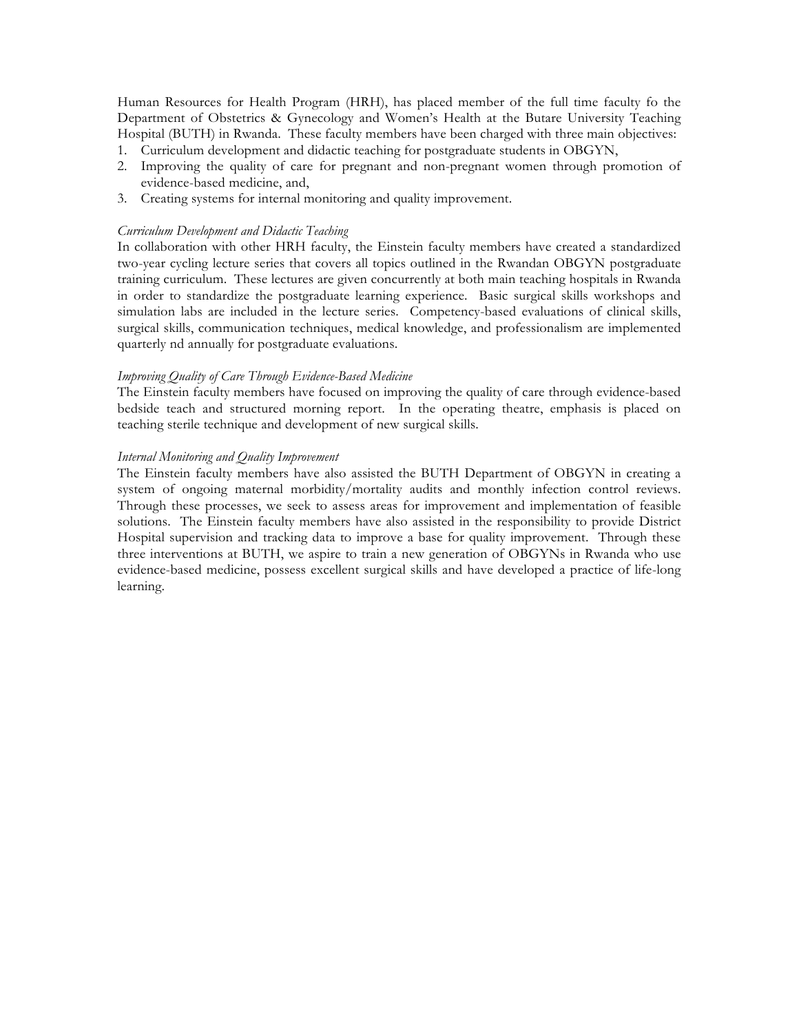Human Resources for Health Program (HRH), has placed member of the full time faculty fo the Department of Obstetrics & Gynecology and Women's Health at the Butare University Teaching Hospital (BUTH) in Rwanda. These faculty members have been charged with three main objectives:

1. Curriculum development and didactic teaching for postgraduate students in OBGYN,
2. Improving the quality of care for pregnant and non-pregnant women through promotion of evidence-based medicine, and,
3. Creating systems for internal monitoring and quality improvement.

*Curriculum Development and Didactic Teaching*

In collaboration with other HRH faculty, the Einstein faculty members have created a standardized two-year cycling lecture series that covers all topics outlined in the Rwandan OBGYN postgraduate training curriculum. These lectures are given concurrently at both main teaching hospitals in Rwanda in order to standardize the postgraduate learning experience. Basic surgical skills workshops and simulation labs are included in the lecture series. Competency-based evaluations of clinical skills, surgical skills, communication techniques, medical knowledge, and professionalism are implemented quarterly nd annually for postgraduate evaluations.

*Improving Quality of Care Through Evidence-Based Medicine*

The Einstein faculty members have focused on improving the quality of care through evidence-based bedside teach and structured morning report. In the operating theatre, emphasis is placed on teaching sterile technique and development of new surgical skills.

*Internal Monitoring and Quality Improvement*

The Einstein faculty members have also assisted the BUTH Department of OBGYN in creating a system of ongoing maternal morbidity/mortality audits and monthly infection control reviews. Through these processes, we seek to assess areas for improvement and implementation of feasible solutions. The Einstein faculty members have also assisted in the responsibility to provide District Hospital supervision and tracking data to improve a base for quality improvement. Through these three interventions at BUTH, we aspire to train a new generation of OBGYNs in Rwanda who use evidence-based medicine, possess excellent surgical skills and have developed a practice of life-long learning.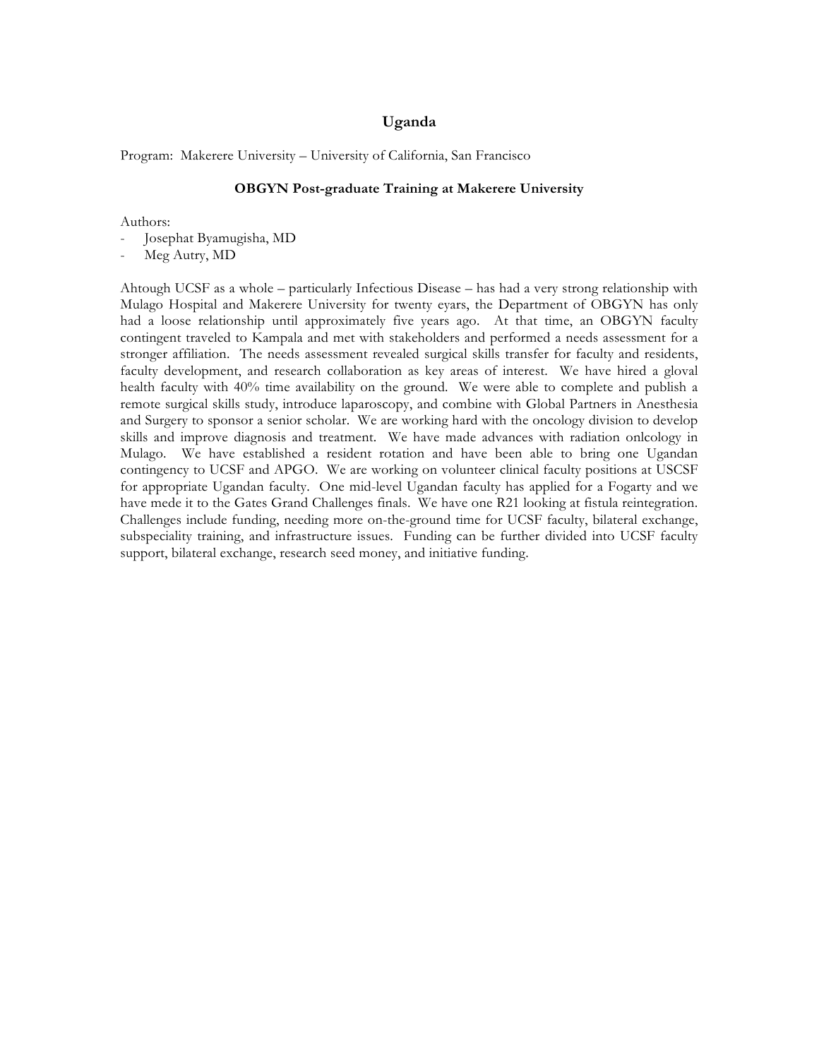## Uganda

Program: Makerere University – University of California, San Francisco

### OBGYN Post-graduate Training at Makerere University

Authors:
- Josephat Byamugisha, MD
- Meg Autry, MD

Ahtough UCSF as a whole – particularly Infectious Disease – has had a very strong relationship with Mulago Hospital and Makerere University for twenty eyars, the Department of OBGYN has only had a loose relationship until approximately five years ago. At that time, an OBGYN faculty contingent traveled to Kampala and met with stakeholders and performed a needs assessment for a stronger affiliation. The needs assessment revealed surgical skills transfer for faculty and residents, faculty development, and research collaboration as key areas of interest. We have hired a gloval health faculty with 40% time availability on the ground. We were able to complete and publish a remote surgical skills study, introduce laparoscopy, and combine with Global Partners in Anesthesia and Surgery to sponsor a senior scholar. We are working hard with the oncology division to develop skills and improve diagnosis and treatment. We have made advances with radiation onlcology in Mulago. We have established a resident rotation and have been able to bring one Ugandan contingency to UCSF and APGO. We are working on volunteer clinical faculty positions at USCSF for appropriate Ugandan faculty. One mid-level Ugandan faculty has applied for a Fogarty and we have mede it to the Gates Grand Challenges finals. We have one R21 looking at fistula reintegration. Challenges include funding, needing more on-the-ground time for UCSF faculty, bilateral exchange, subspeciality training, and infrastructure issues. Funding can be further divided into UCSF faculty support, bilateral exchange, research seed money, and initiative funding.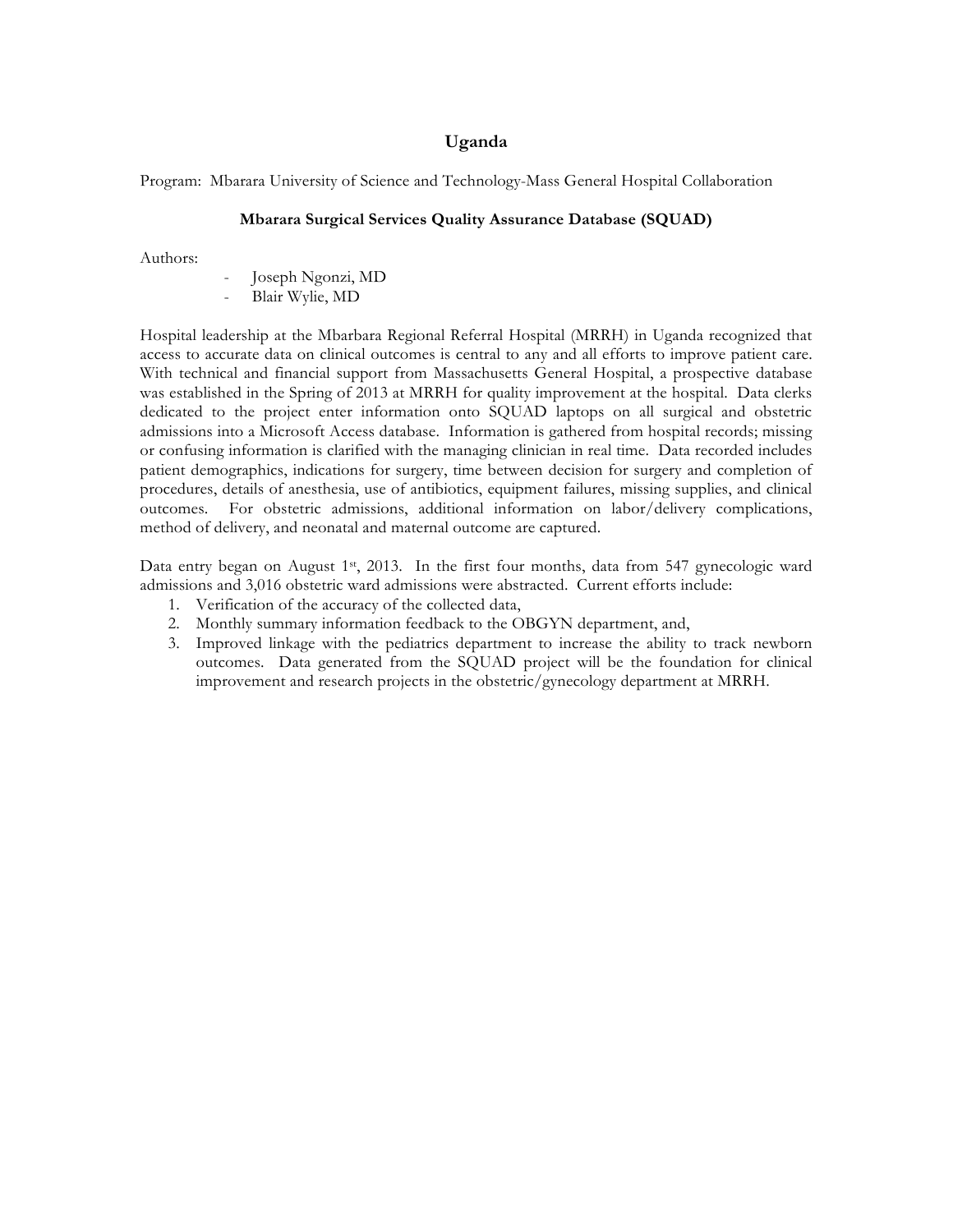# Uganda

Program: Mbarara University of Science and Technology-Mass General Hospital Collaboration

## Mbarara Surgical Services Quality Assurance Database (SQUAD)

Authors:

- Joseph Ngonzi, MD
- Blair Wylie, MD

Hospital leadership at the Mbarbara Regional Referral Hospital (MRRH) in Uganda recognized that access to accurate data on clinical outcomes is central to any and all efforts to improve patient care. With technical and financial support from Massachusetts General Hospital, a prospective database was established in the Spring of 2013 at MRRH for quality improvement at the hospital. Data clerks dedicated to the project enter information onto SQUAD laptops on all surgical and obstetric admissions into a Microsoft Access database. Information is gathered from hospital records; missing or confusing information is clarified with the managing clinician in real time. Data recorded includes patient demographics, indications for surgery, time between decision for surgery and completion of procedures, details of anesthesia, use of antibiotics, equipment failures, missing supplies, and clinical outcomes. For obstetric admissions, additional information on labor/delivery complications, method of delivery, and neonatal and maternal outcome are captured.

Data entry began on August 1st, 2013. In the first four months, data from 547 gynecologic ward admissions and 3,016 obstetric ward admissions were abstracted. Current efforts include:

1. Verification of the accuracy of the collected data,
2. Monthly summary information feedback to the OBGYN department, and,
3. Improved linkage with the pediatrics department to increase the ability to track newborn outcomes. Data generated from the SQUAD project will be the foundation for clinical improvement and research projects in the obstetric/gynecology department at MRRH.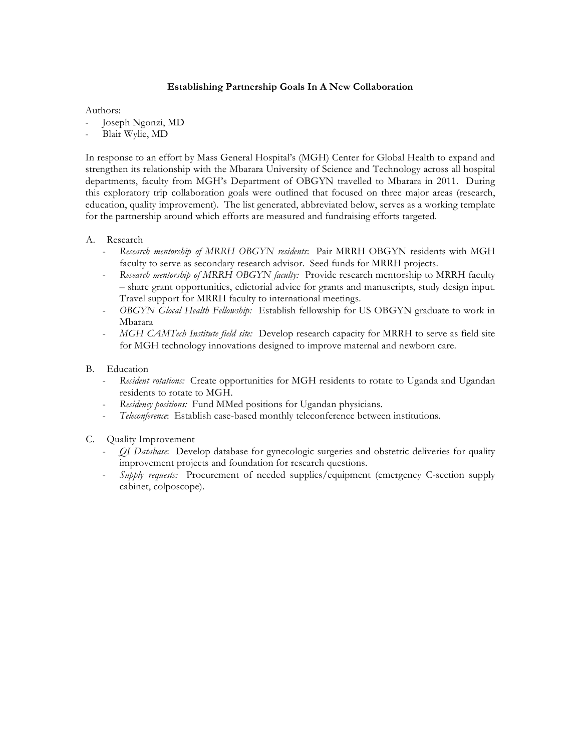**Establishing Partnership Goals In A New Collaboration**

Authors:

- Joseph Ngonzi, MD
- Blair Wylie, MD

In response to an effort by Mass General Hospital's (MGH) Center for Global Health to expand and strengthen its relationship with the Mbarara University of Science and Technology across all hospital departments, faculty from MGH's Department of OBGYN travelled to Mbarara in 2011. During this exploratory trip collaboration goals were outlined that focused on three major areas (research, education, quality improvement). The list generated, abbreviated below, serves as a working template for the partnership around which efforts are measured and fundraising efforts targeted.

A. Research
  - *Research mentorship of MRRH OBGYN residents*: Pair MRRH OBGYN residents with MGH faculty to serve as secondary research advisor. Seed funds for MRRH projects.
  - *Research mentorship of MRRH OBGYN faculty:* Provide research mentorship to MRRH faculty – share grant opportunities, edictorial advice for grants and manuscripts, study design input. Travel support for MRRH faculty to international meetings.
  - *OBGYN Glocal Health Fellowship:* Establish fellowship for US OBGYN graduate to work in Mbarara
  - *MGH CAMTech Institute field site:* Develop research capacity for MRRH to serve as field site for MGH technology innovations designed to improve maternal and newborn care.

B. Education
  - *Resident rotations:* Create opportunities for MGH residents to rotate to Uganda and Ugandan residents to rotate to MGH.
  - *Residency positions:* Fund MMed positions for Ugandan physicians.
  - *Teleconference*: Establish case-based monthly teleconference between institutions.

C. Quality Improvement
  - *QI Database*: Develop database for gynecologic surgeries and obstetric deliveries for quality improvement projects and foundation for research questions.
  - *Supply requests:* Procurement of needed supplies/equipment (emergency C-section supply cabinet, colposcope).